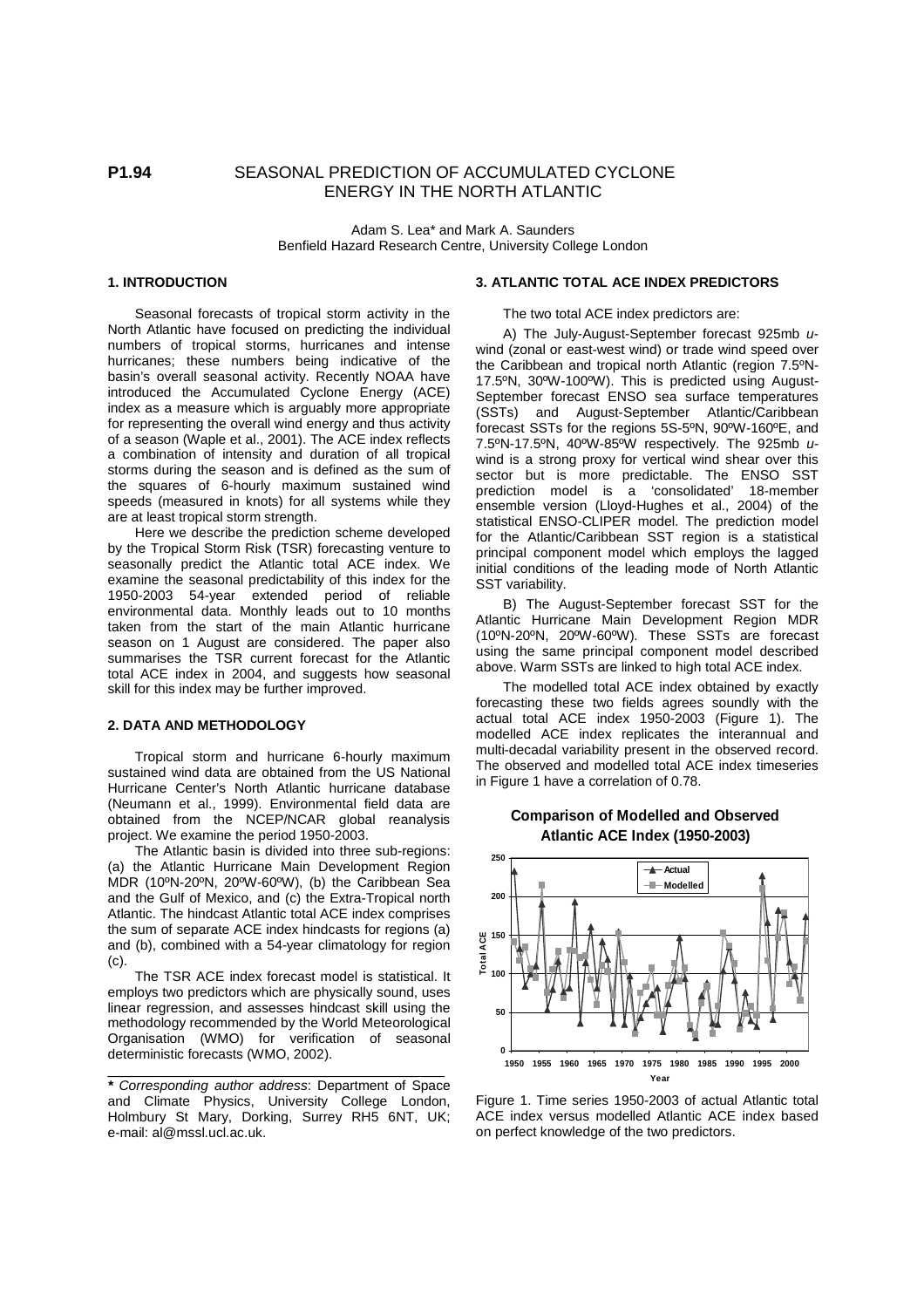**P1.94** SEASONAL PREDICTION OF ACCUMULATED CYCLONE ENERGY IN THE NORTH ATLANTIC

Adam S. Lea* and Mark A. Saunders
Benfield Hazard Research Centre, University College London

## 1. INTRODUCTION

Seasonal forecasts of tropical storm activity in the North Atlantic have focused on predicting the individual numbers of tropical storms, hurricanes and intense hurricanes; these numbers being indicative of the basin's overall seasonal activity. Recently NOAA have introduced the Accumulated Cyclone Energy (ACE) index as a measure which is arguably more appropriate for representing the overall wind energy and thus activity of a season (Waple et al., 2001). The ACE index reflects a combination of intensity and duration of all tropical storms during the season and is defined as the sum of the squares of 6-hourly maximum sustained wind speeds (measured in knots) for all systems while they are at least tropical storm strength.

Here we describe the prediction scheme developed by the Tropical Storm Risk (TSR) forecasting venture to seasonally predict the Atlantic total ACE index. We examine the seasonal predictability of this index for the 1950-2003 54-year extended period of reliable environmental data. Monthly leads out to 10 months taken from the start of the main Atlantic hurricane season on 1 August are considered. The paper also summarises the TSR current forecast for the Atlantic total ACE index in 2004, and suggests how seasonal skill for this index may be further improved.

## 2. DATA AND METHODOLOGY

Tropical storm and hurricane 6-hourly maximum sustained wind data are obtained from the US National Hurricane Center's North Atlantic hurricane database (Neumann et al., 1999). Environmental field data are obtained from the NCEP/NCAR global reanalysis project. We examine the period 1950-2003.

The Atlantic basin is divided into three sub-regions: (a) the Atlantic Hurricane Main Development Region MDR (10ºN-20ºN, 20ºW-60ºW), (b) the Caribbean Sea and the Gulf of Mexico, and (c) the Extra-Tropical north Atlantic. The hindcast Atlantic total ACE index comprises the sum of separate ACE index hindcasts for regions (a) and (b), combined with a 54-year climatology for region (c).

The TSR ACE index forecast model is statistical. It employs two predictors which are physically sound, uses linear regression, and assesses hindcast skill using the methodology recommended by the World Meteorological Organisation (WMO) for verification of seasonal deterministic forecasts (WMO, 2002).

**\*** *Corresponding author address*: Department of Space and Climate Physics, University College London, Holmbury St Mary, Dorking, Surrey RH5 6NT, UK; e-mail: al@mssl.ucl.ac.uk.

## 3. ATLANTIC TOTAL ACE INDEX PREDICTORS

The two total ACE index predictors are:

A) The July-August-September forecast 925mb *u*-wind (zonal or east-west wind) or trade wind speed over the Caribbean and tropical north Atlantic (region 7.5ºN-17.5ºN, 30ºW-100ºW). This is predicted using August-September forecast ENSO sea surface temperatures (SSTs) and August-September Atlantic/Caribbean forecast SSTs for the regions 5S-5ºN, 90ºW-160ºE, and 7.5ºN-17.5ºN, 40ºW-85ºW respectively. The 925mb *u*-wind is a strong proxy for vertical wind shear over this sector but is more predictable. The ENSO SST prediction model is a 'consolidated' 18-member ensemble version (Lloyd-Hughes et al., 2004) of the statistical ENSO-CLIPER model. The prediction model for the Atlantic/Caribbean SST region is a statistical principal component model which employs the lagged initial conditions of the leading mode of North Atlantic SST variability.

B) The August-September forecast SST for the Atlantic Hurricane Main Development Region MDR (10ºN-20ºN, 20ºW-60ºW). These SSTs are forecast using the same principal component model described above. Warm SSTs are linked to high total ACE index.

The modelled total ACE index obtained by exactly forecasting these two fields agrees soundly with the actual total ACE index 1950-2003 (Figure 1). The modelled ACE index replicates the interannual and multi-decadal variability present in the observed record. The observed and modelled total ACE index timeseries in Figure 1 have a correlation of 0.78.

**Comparison of Modelled and Observed Atlantic ACE Index (1950-2003)**

Figure 1. Time series 1950-2003 of actual Atlantic total ACE index versus modelled Atlantic ACE index based on perfect knowledge of the two predictors.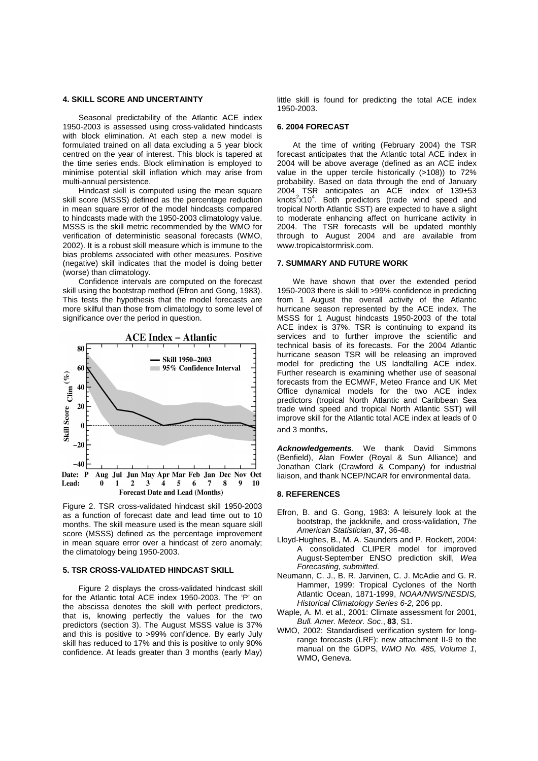## 4. SKILL SCORE AND UNCERTAINTY

Seasonal predictability of the Atlantic ACE index 1950-2003 is assessed using cross-validated hindcasts with block elimination. At each step a new model is formulated trained on all data excluding a 5 year block centred on the year of interest. This block is tapered at the time series ends. Block elimination is employed to minimise potential skill inflation which may arise from multi-annual persistence.

Hindcast skill is computed using the mean square skill score (MSSS) defined as the percentage reduction in mean square error of the model hindcasts compared to hindcasts made with the 1950-2003 climatology value. MSSS is the skill metric recommended by the WMO for verification of deterministic seasonal forecasts (WMO, 2002). It is a robust skill measure which is immune to the bias problems associated with other measures. Positive (negative) skill indicates that the model is doing better (worse) than climatology.

Confidence intervals are computed on the forecast skill using the bootstrap method (Efron and Gong, 1983). This tests the hypothesis that the model forecasts are more skilful than those from climatology to some level of significance over the period in question.

ACE Index – Atlantic

Skill 1950–2003

95% Confidence Interval

Skill Score Clim (%)

80

60

40

20

0

−20

−40

Date: P Aug Jul Jun May Apr Mar Feb Jan Dec Nov Oct

Lead: 0 1 2 3 4 5 6 7 8 9 10

Forecast Date and Lead (Months)

Figure 2. TSR cross-validated hindcast skill 1950-2003 as a function of forecast date and lead time out to 10 months. The skill measure used is the mean square skill score (MSSS) defined as the percentage improvement in mean square error over a hindcast of zero anomaly; the climatology being 1950-2003.

## 5. TSR CROSS-VALIDATED HINDCAST SKILL

Figure 2 displays the cross-validated hindcast skill for the Atlantic total ACE index 1950-2003. The 'P' on the abscissa denotes the skill with perfect predictors, that is, knowing perfectly the values for the two predictors (section 3). The August MSSS value is 37% and this is positive to >99% confidence. By early July skill has reduced to 17% and this is positive to only 90% confidence. At leads greater than 3 months (early May) little skill is found for predicting the total ACE index 1950-2003.

## 6. 2004 FORECAST

At the time of writing (February 2004) the TSR forecast anticipates that the Atlantic total ACE index in 2004 will be above average (defined as an ACE index value in the upper tercile historically (>108)) to 72% probability. Based on data through the end of January 2004 TSR anticipates an ACE index of 139±53 knots$^2$x10$^4$. Both predictors (trade wind speed and tropical North Atlantic SST) are expected to have a slight to moderate enhancing affect on hurricane activity in 2004. The TSR forecasts will be updated monthly through to August 2004 and are available from www.tropicalstormrisk.com.

## 7. SUMMARY AND FUTURE WORK

We have shown that over the extended period 1950-2003 there is skill to >99% confidence in predicting from 1 August the overall activity of the Atlantic hurricane season represented by the ACE index. The MSSS for 1 August hindcasts 1950-2003 of the total ACE index is 37%. TSR is continuing to expand its services and to further improve the scientific and technical basis of its forecasts. For the 2004 Atlantic hurricane season TSR will be releasing an improved model for predicting the US landfalling ACE index. Further research is examining whether use of seasonal forecasts from the ECMWF, Meteo France and UK Met Office dynamical models for the two ACE index predictors (tropical North Atlantic and Caribbean Sea trade wind speed and tropical North Atlantic SST) will improve skill for the Atlantic total ACE index at leads of 0 and 3 months.

***Acknowledgements***. We thank David Simmons (Benfield), Alan Fowler (Royal & Sun Alliance) and Jonathan Clark (Crawford & Company) for industrial liaison, and thank NCEP/NCAR for environmental data.

## 8. REFERENCES

- Efron, B. and G. Gong, 1983: A leisurely look at the bootstrap, the jackknife, and cross-validation, *The American Statistician*, **37**, 36-48.
- Lloyd-Hughes, B., M. A. Saunders and P. Rockett, 2004: A consolidated CLIPER model for improved August-September ENSO prediction skill, *Wea Forecasting, submitted.*
- Neumann, C. J., B. R. Jarvinen, C. J. McAdie and G. R. Hammer, 1999: Tropical Cyclones of the North Atlantic Ocean, 1871-1999, *NOAA/NWS/NESDIS, Historical Climatology Series 6-2*, 206 pp.
- Waple, A. M. et al., 2001: Climate assessment for 2001, *Bull. Amer. Meteor. Soc*., **83**, S1.
- WMO, 2002: Standardised verification system for long-range forecasts (LRF): new attachment II-9 to the manual on the GDPS, *WMO No. 485, Volume 1*, WMO, Geneva.